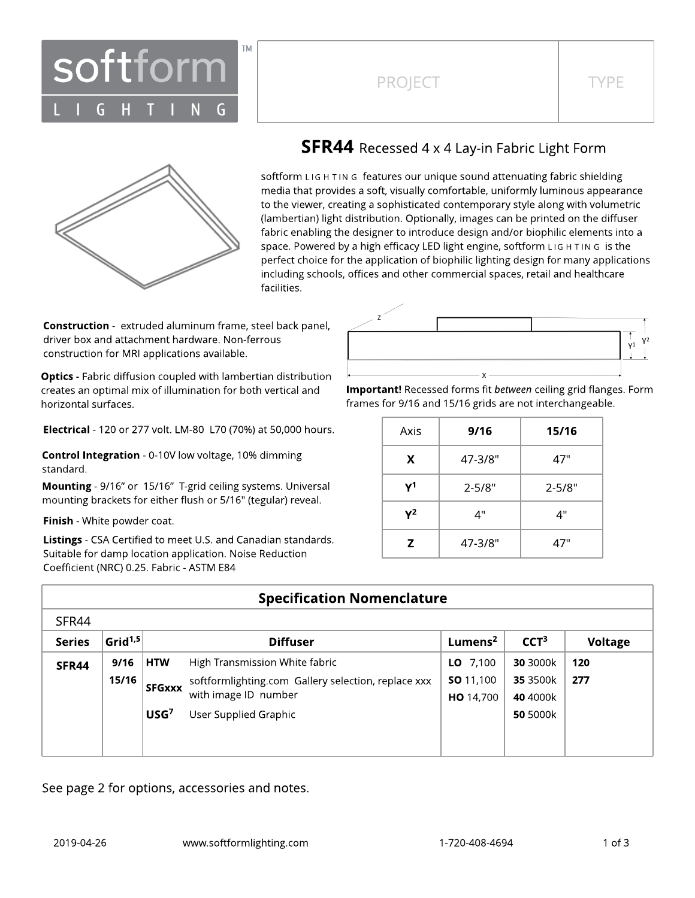softform LIGHTING™

| PROJECT | TYPE |
|---|---|
| | |

# SFR44 Recessed 4 x 4 Lay-in Fabric Light Form

softform LIGHTING features our unique sound attenuating fabric shielding media that provides a soft, visually comfortable, uniformly luminous appearance to the viewer, creating a sophisticated contemporary style along with volumetric (lambertian) light distribution. Optionally, images can be printed on the diffuser fabric enabling the designer to introduce design and/or biophilic elements into a space. Powered by a high efficacy LED light engine, softform LIGHTING is the perfect choice for the application of biophilic lighting design for many applications including schools, offices and other commercial spaces, retail and healthcare facilities.

**Construction** - extruded aluminum frame, steel back panel, driver box and attachment hardware. Non-ferrous construction for MRI applications available.

**Optics -** Fabric diffusion coupled with lambertian distribution creates an optimal mix of illumination for both vertical and horizontal surfaces.

**Electrical** - 120 or 277 volt. LM-80 L70 (70%) at 50,000 hours.

**Control Integration** - 0-10V low voltage, 10% dimming standard.

**Mounting** - 9/16" or 15/16" T-grid ceiling systems. Universal mounting brackets for either flush or 5/16" (tegular) reveal.

**Finish** - White powder coat.

**Listings** - CSA Certified to meet U.S. and Canadian standards. Suitable for damp location application. Noise Reduction Coefficient (NRC) 0.25. Fabric - ASTM E84

**Important!** Recessed forms fit *between* ceiling grid flanges. Form frames for 9/16 and 15/16 grids are not interchangeable.

| Axis | 9/16 | 15/16 |
|---|---|---|
| X | 47-3/8" | 47" |
| $Y^1$ | 2-5/8" | 2-5/8" |
| $Y^2$ | 4" | 4" |
| Z | 47-3/8" | 47" |

## Specification Nomenclature

SFR44

| Series | Grid[1,5] | Diffuser | | Lumens[2] | CCT[3] | Voltage |
|---|---|---|---|---|---|---|
| **SFR44** | **9/16** | **HTW** | High Transmission White fabric | **LO** 7,100 | **30** 3000k | **120** |
| | **15/16** | **SFGxxx** | softformlighting.com Gallery selection, replace xxx with image ID number | **SO** 11,100 | **35** 3500k | **277** |
| | | **USG[7]** | User Supplied Graphic | **HO** 14,700 | **40** 4000k | |
| | | | | | **50** 5000k | |

See page 2 for options, accessories and notes.

2019-04-26 www.softformlighting.com 1-720-408-4694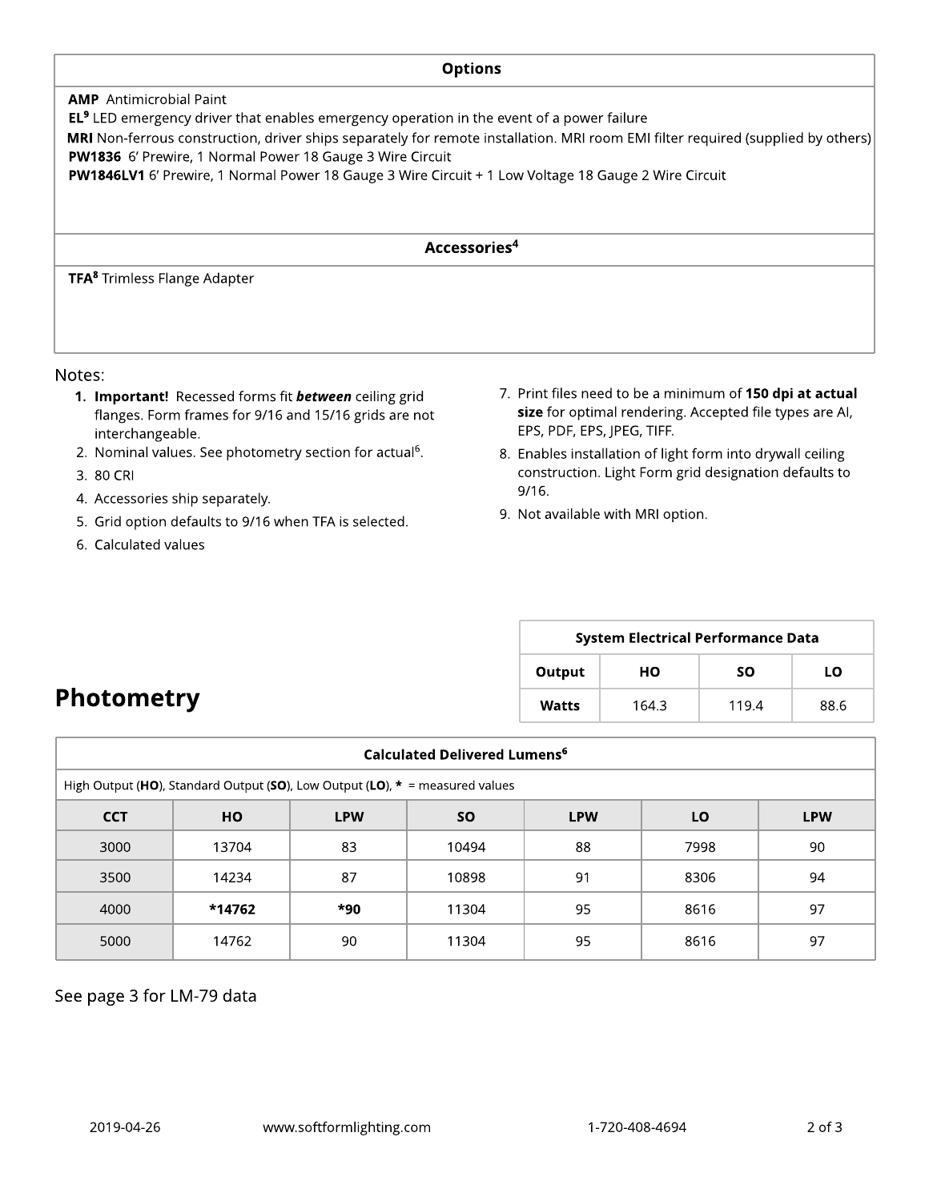## Options

**AMP** Antimicrobial Paint
**EL**[9] LED emergency driver that enables emergency operation in the event of a power failure
**MRI** Non-ferrous construction, driver ships separately for remote installation. MRI room EMI filter required (supplied by others)
**PW1836** 6' Prewire, 1 Normal Power 18 Gauge 3 Wire Circuit
**PW1846LV1** 6' Prewire, 1 Normal Power 18 Gauge 3 Wire Circuit + 1 Low Voltage 18 Gauge 2 Wire Circuit

## Accessories[4]

**TFA**[8] Trimless Flange Adapter

Notes:

1. **Important!** Recessed forms fit ***between*** ceiling grid flanges. Form frames for 9/16 and 15/16 grids are not interchangeable.
2. Nominal values. See photometry section for actual[6].
3. 80 CRI
4. Accessories ship separately.
5. Grid option defaults to 9/16 when TFA is selected.
6. Calculated values
7. Print files need to be a minimum of **150 dpi at actual size** for optimal rendering. Accepted file types are AI, EPS, PDF, EPS, JPEG, TIFF.
8. Enables installation of light form into drywall ceiling construction. Light Form grid designation defaults to 9/16.
9. Not available with MRI option.

## Photometry

| System Electrical Performance Data | | | |
|---|---|---|---|
| **Output** | **HO** | **SO** | **LO** |
| **Watts** | 164.3 | 119.4 | 88.6 |

| Calculated Delivered Lumens[6] | | | | | | |
|---|---|---|---|---|---|---|
| High Output (**HO**), Standard Output (**SO**), Low Output (**LO**), **\*** = measured values | | | | | | |
| **CCT** | **HO** | **LPW** | **SO** | **LPW** | **LO** | **LPW** |
| 3000 | 13704 | 83 | 10494 | 88 | 7998 | 90 |
| 3500 | 14234 | 87 | 10898 | 91 | 8306 | 94 |
| 4000 | **\*14762** | **\*90** | 11304 | 95 | 8616 | 97 |
| 5000 | 14762 | 90 | 11304 | 95 | 8616 | 97 |

See page 3 for LM-79 data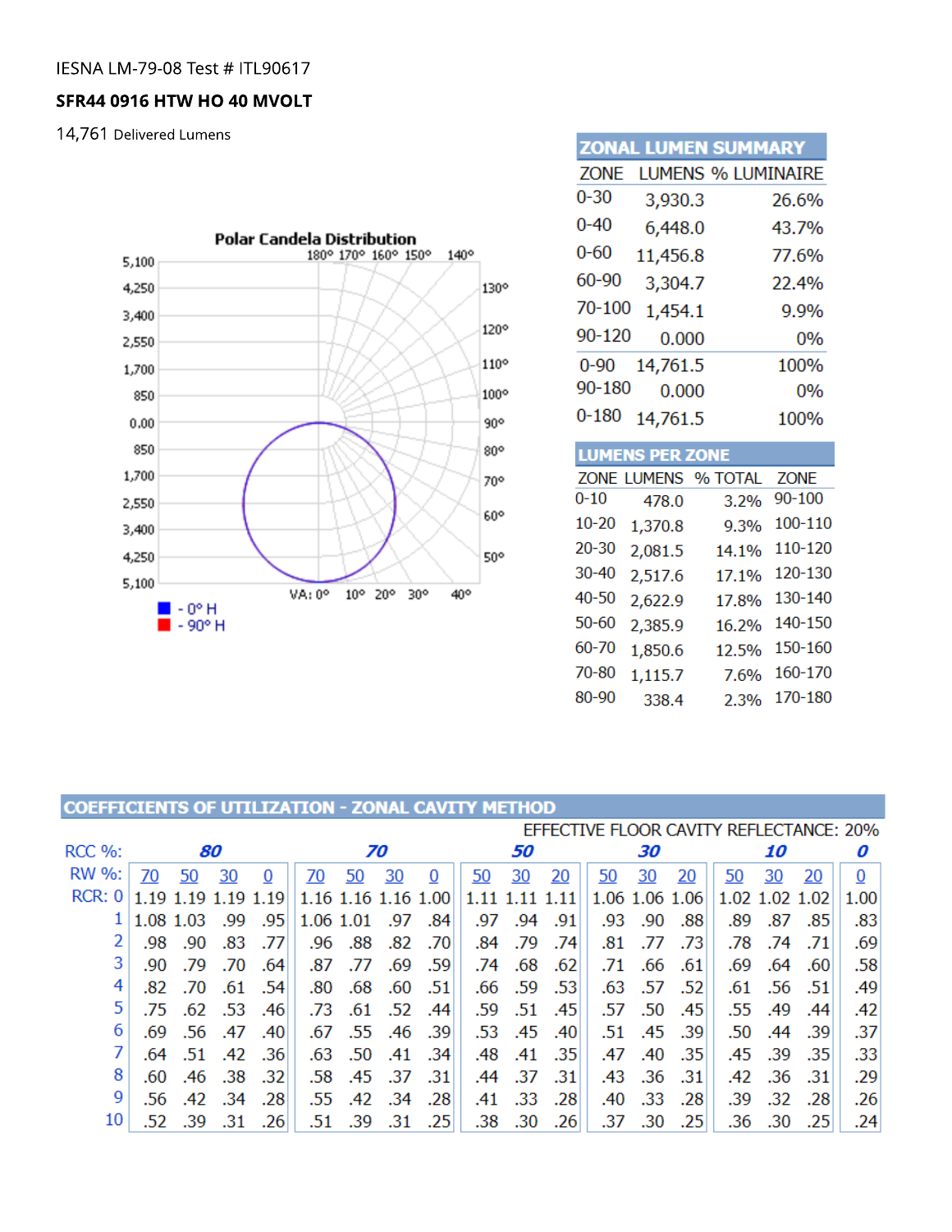IESNA LM-79-08 Test # ITL90617

**SFR44 0916 HTW HO 40 MVOLT**

14,761 Delivered Lumens

Polar Candela Distribution

180° 170° 160° 150° 140°

130° 120° 110° 100° 90° 80° 70° 60° 50°

VA: 0° 10° 20° 30° 40°

5,100 4,250 3,400 2,550 1,700 850 0.00 850 1,700 2,550 3,400 4,250 5,100

- 0° H
- 90° H

**ZONAL LUMEN SUMMARY**

| ZONE | LUMENS | % LUMINAIRE |
|---|---|---|
| 0-30 | 3,930.3 | 26.6% |
| 0-40 | 6,448.0 | 43.7% |
| 0-60 | 11,456.8 | 77.6% |
| 60-90 | 3,304.7 | 22.4% |
| 70-100 | 1,454.1 | 9.9% |
| 90-120 | 0.000 | 0% |
| 0-90 | 14,761.5 | 100% |
| 90-180 | 0.000 | 0% |
| 0-180 | 14,761.5 | 100% |

**LUMENS PER ZONE**

| ZONE | LUMENS | % TOTAL | ZONE |
|---|---|---|---|
| 0-10 | 478.0 | 3.2% | 90-100 |
| 10-20 | 1,370.8 | 9.3% | 100-110 |
| 20-30 | 2,081.5 | 14.1% | 110-120 |
| 30-40 | 2,517.6 | 17.1% | 120-130 |
| 40-50 | 2,622.9 | 17.8% | 130-140 |
| 50-60 | 2,385.9 | 16.2% | 140-150 |
| 60-70 | 1,850.6 | 12.5% | 150-160 |
| 70-80 | 1,115.7 | 7.6% | 160-170 |
| 80-90 | 338.4 | 2.3% | 170-180 |

**COEFFICIENTS OF UTILIZATION - ZONAL CAVITY METHOD**

EFFECTIVE FLOOR CAVITY REFLECTANCE: 20%

| RCC %: | 80 | | | | 70 | | | | 50 | | | 30 | | | 10 | | | 0 |
|---|---|---|---|---|---|---|---|---|---|---|---|---|---|---|---|---|---|---|
| RW %: | 70 | 50 | 30 | 0 | 70 | 50 | 30 | 0 | 50 | 30 | 20 | 50 | 30 | 20 | 50 | 30 | 20 | 0 |
| RCR: 0 | 1.19 | 1.19 | 1.19 | 1.19 | 1.16 | 1.16 | 1.16 | 1.00 | 1.11 | 1.11 | 1.11 | 1.06 | 1.06 | 1.06 | 1.02 | 1.02 | 1.02 | 1.00 |
| 1 | 1.08 | 1.03 | .99 | .95 | 1.06 | 1.01 | .97 | .84 | .97 | .94 | .91 | .93 | .90 | .88 | .89 | .87 | .85 | .83 |
| 2 | .98 | .90 | .83 | .77 | .96 | .88 | .82 | .70 | .84 | .79 | .74 | .81 | .77 | .73 | .78 | .74 | .71 | .69 |
| 3 | .90 | .79 | .70 | .64 | .87 | .77 | .69 | .59 | .74 | .68 | .62 | .71 | .66 | .61 | .69 | .64 | .60 | .58 |
| 4 | .82 | .70 | .61 | .54 | .80 | .68 | .60 | .51 | .66 | .59 | .53 | .63 | .57 | .52 | .61 | .56 | .51 | .49 |
| 5 | .75 | .62 | .53 | .46 | .73 | .61 | .52 | .44 | .59 | .51 | .45 | .57 | .50 | .45 | .55 | .49 | .44 | .42 |
| 6 | .69 | .56 | .47 | .40 | .67 | .55 | .46 | .39 | .53 | .45 | .40 | .51 | .45 | .39 | .50 | .44 | .39 | .37 |
| 7 | .64 | .51 | .42 | .36 | .63 | .50 | .41 | .34 | .48 | .41 | .35 | .47 | .40 | .35 | .45 | .39 | .35 | .33 |
| 8 | .60 | .46 | .38 | .32 | .58 | .45 | .37 | .31 | .44 | .37 | .31 | .43 | .36 | .31 | .42 | .36 | .31 | .29 |
| 9 | .56 | .42 | .34 | .28 | .55 | .42 | .34 | .28 | .41 | .33 | .28 | .40 | .33 | .28 | .39 | .32 | .28 | .26 |
| 10 | .52 | .39 | .31 | .26 | .51 | .39 | .31 | .25 | .38 | .30 | .26 | .37 | .30 | .25 | .36 | .30 | .25 | .24 |